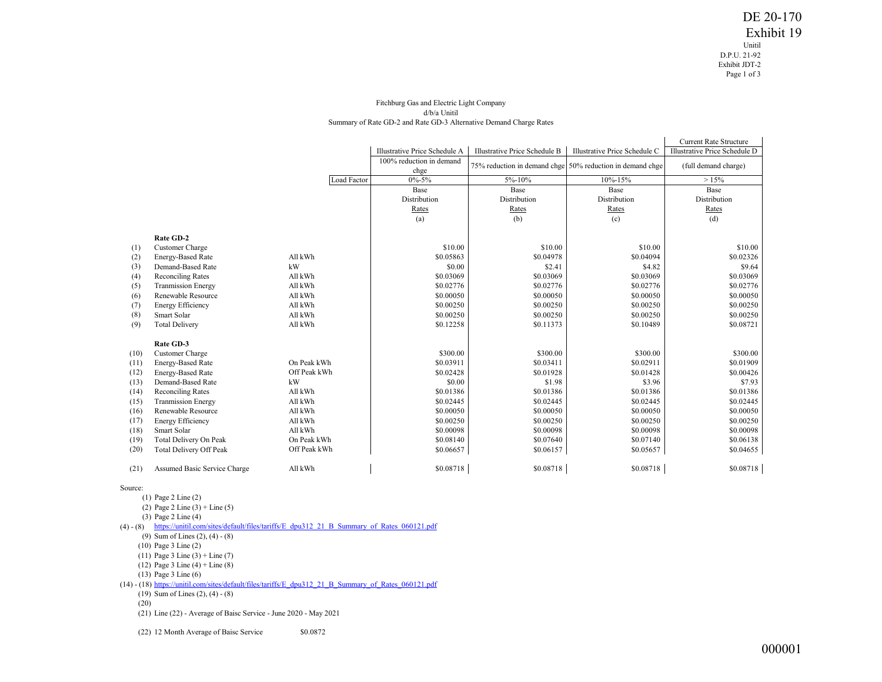DE 20-170
Exhibit 19

Unitil
D.P.U. 21-92
Exhibit JDT-2

Fitchburg Gas and Electric Light Company
d/b/a Unitil
Summary of Rate GD-2 and Rate GD-3 Alternative Demand Charge Rates

| | | | Illustrative Price Schedule A | Illustrative Price Schedule B | Illustrative Price Schedule C | Current Rate Structure Illustrative Price Schedule D |
|---|---|---|---|---|---|---|
| | | | 100% reduction in demand chge | 75% reduction in demand chge | 50% reduction in demand chge | (full demand charge) |
| | | Load Factor | 0%-5% | 5%-10% | 10%-15% | > 15% |
| | | | Base Distribution Rates (a) | Base Distribution Rates (b) | Base Distribution Rates (c) | Base Distribution Rates (d) |
| | **Rate GD-2** | | | | | |
| (1) | Customer Charge | | $10.00 | $10.00 | $10.00 | $10.00 |
| (2) | Energy-Based Rate | All kWh | $0.05863 | $0.04978 | $0.04094 | $0.02326 |
| (3) | Demand-Based Rate | kW | $0.00 | $2.41 | $4.82 | $9.64 |
| (4) | Reconciling Rates | All kWh | $0.03069 | $0.03069 | $0.03069 | $0.03069 |
| (5) | Tranmission Energy | All kWh | $0.02776 | $0.02776 | $0.02776 | $0.02776 |
| (6) | Renewable Resource | All kWh | $0.00050 | $0.00050 | $0.00050 | $0.00050 |
| (7) | Energy Efficiency | All kWh | $0.00250 | $0.00250 | $0.00250 | $0.00250 |
| (8) | Smart Solar | All kWh | $0.00250 | $0.00250 | $0.00250 | $0.00250 |
| (9) | Total Delivery | All kWh | $0.12258 | $0.11373 | $0.10489 | $0.08721 |
| | **Rate GD-3** | | | | | |
| (10) | Customer Charge | | $300.00 | $300.00 | $300.00 | $300.00 |
| (11) | Energy-Based Rate | On Peak kWh | $0.03911 | $0.03411 | $0.02911 | $0.01909 |
| (12) | Energy-Based Rate | Off Peak kWh | $0.02428 | $0.01928 | $0.01428 | $0.00426 |
| (13) | Demand-Based Rate | kW | $0.00 | $1.98 | $3.96 | $7.93 |
| (14) | Reconciling Rates | All kWh | $0.01386 | $0.01386 | $0.01386 | $0.01386 |
| (15) | Tranmission Energy | All kWh | $0.02445 | $0.02445 | $0.02445 | $0.02445 |
| (16) | Renewable Resource | All kWh | $0.00050 | $0.00050 | $0.00050 | $0.00050 |
| (17) | Energy Efficiency | All kWh | $0.00250 | $0.00250 | $0.00250 | $0.00250 |
| (18) | Smart Solar | All kWh | $0.00098 | $0.00098 | $0.00098 | $0.00098 |
| (19) | Total Delivery On Peak | On Peak kWh | $0.08140 | $0.07640 | $0.07140 | $0.06138 |
| (20) | Total Delivery Off Peak | Off Peak kWh | $0.06657 | $0.06157 | $0.05657 | $0.04655 |
| (21) | Assumed Basic Service Charge | All kWh | $0.08718 | $0.08718 | $0.08718 | $0.08718 |

Source:

(1) Page 2 Line (2)
(2) Page 2 Line (3) + Line (5)
(3) Page 2 Line (4)
(4) - (8) https://unitil.com/sites/default/files/tariffs/E_dpu312_21_B_Summary_of_Rates_060121.pdf
(9) Sum of Lines (2), (4) - (8)
(10) Page 3 Line (2)
(11) Page 3 Line (3) + Line (7)
(12) Page 3 Line (4) + Line (8)
(13) Page 3 Line (6)
(14) - (18) https://unitil.com/sites/default/files/tariffs/E_dpu312_21_B_Summary_of_Rates_060121.pdf
(19) Sum of Lines (2), (4) - (8)
(20)
(21) Line (22) - Average of Baisc Service - June 2020 - May 2021

(22) 12 Month Average of Baisc Service $0.0872

000001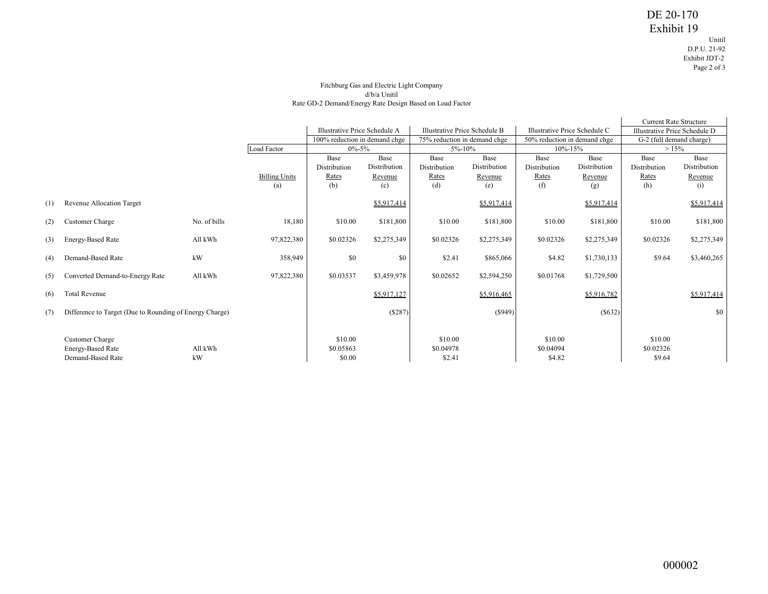DE 20-170
Exhibit 19

Unitil
D.P.U. 21-92
Exhibit JDT-2
Page 2 of 3

Fitchburg Gas and Electric Light Company
d/b/a Unitil
Rate GD-2 Demand/Energy Rate Design Based on Load Factor

| | | | | Illustrative Price Schedule A | | Illustrative Price Schedule B | | Illustrative Price Schedule C | | Current Rate Structure Illustrative Price Schedule D | |
|---|---|---|---|---|---|---|---|---|---|---|---|
| | | | | 100% reduction in demand chge | | 75% reduction in demand chge | | 50% reduction in demand chge | | G-2 (full demand charge) | |
| | | | Load Factor | 0%-5% | | 5%-10% | | 10%-15% | | > 15% | |
| | | | Billing Units (a) | Base Distribution Rates (b) | Base Distribution Revenue (c) | Base Distribution Rates (d) | Base Distribution Revenue (e) | Base Distribution Rates (f) | Base Distribution Revenue (g) | Base Distribution Rates (h) | Base Distribution Revenue (i) |
| (1) | Revenue Allocation Target | | | | $5,917,414 | | $5,917,414 | | $5,917,414 | | $5,917,414 |
| (2) | Customer Charge | No. of bills | 18,180 | $10.00 | $181,800 | $10.00 | $181,800 | $10.00 | $181,800 | $10.00 | $181,800 |
| (3) | Energy-Based Rate | All kWh | 97,822,380 | $0.02326 | $2,275,349 | $0.02326 | $2,275,349 | $0.02326 | $2,275,349 | $0.02326 | $2,275,349 |
| (4) | Demand-Based Rate | kW | 358,949 | $0 | $0 | $2.41 | $865,066 | $4.82 | $1,730,133 | $9.64 | $3,460,265 |
| (5) | Converted Demand-to-Energy Rate | All kWh | 97,822,380 | $0.03537 | $3,459,978 | $0.02652 | $2,594,250 | $0.01768 | $1,729,500 | | |
| (6) | Total Revenue | | | | $5,917,127 | | $5,916,465 | | $5,916,782 | | $5,917,414 |
| (7) | Difference to Target (Due to Rounding of Energy Charge) | | | | ($287) | | ($949) | | ($632) | | $0 |
| | Customer Charge | | | $10.00 | | $10.00 | | $10.00 | | $10.00 | |
| | Energy-Based Rate | All kWh | | $0.05863 | | $0.04978 | | $0.04094 | | $0.02326 | |
| | Demand-Based Rate | kW | | $0.00 | | $2.41 | | $4.82 | | $9.64 | |

000002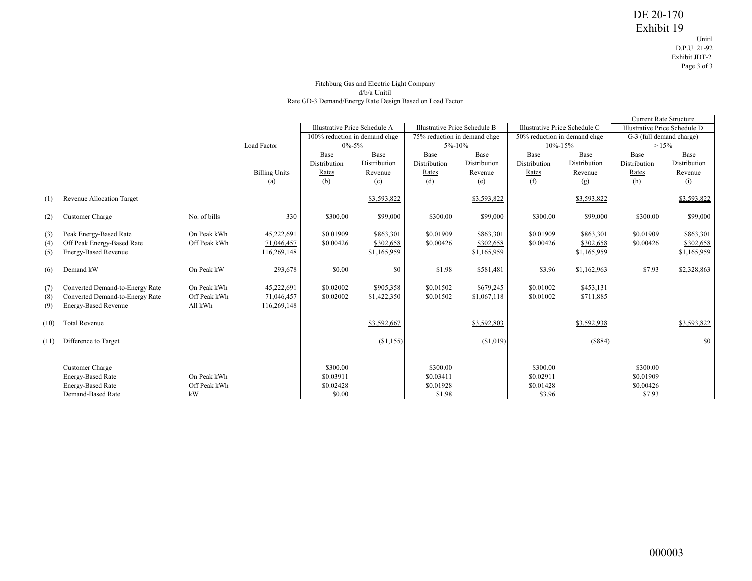DE 20-170
Exhibit 19

Unitil
D.P.U. 21-92
Exhibit JDT-2
Page 3 of 3

Fitchburg Gas and Electric Light Company
d/b/a Unitil
Rate GD-3 Demand/Energy Rate Design Based on Load Factor

| | | | | | | | | | | | |
|---|---|---|---|---|---|---|---|---|---|---|---|
| | | | | | | | | | | Current Rate Structure | |
| | | | | Illustrative Price Schedule A | | Illustrative Price Schedule B | | Illustrative Price Schedule C | | Illustrative Price Schedule D | |
| | | | | 100% reduction in demand chge | | 75% reduction in demand chge | | 50% reduction in demand chge | | G-3 (full demand charge) | |
| | | | Load Factor | 0%-5% | | 5%-10% | | 10%-15% | | > 15% | |
| | | | Billing Units | Base Distribution Rates | Base Distribution Revenue | Base Distribution Rates | Base Distribution Revenue | Base Distribution Rates | Base Distribution Revenue | Base Distribution Rates | Base Distribution Revenue |
| | | | (a) | (b) | (c) | (d) | (e) | (f) | (g) | (h) | (i) |
| (1) | Revenue Allocation Target | | | | $3,593,822 | | $3,593,822 | | $3,593,822 | | $3,593,822 |
| (2) | Customer Charge | No. of bills | 330 | $300.00 | $99,000 | $300.00 | $99,000 | $300.00 | $99,000 | $300.00 | $99,000 |
| (3) | Peak Energy-Based Rate | On Peak kWh | 45,222,691 | $0.01909 | $863,301 | $0.01909 | $863,301 | $0.01909 | $863,301 | $0.01909 | $863,301 |
| (4) | Off Peak Energy-Based Rate | Off Peak kWh | 71,046,457 | $0.00426 | $302,658 | $0.00426 | $302,658 | $0.00426 | $302,658 | $0.00426 | $302,658 |
| (5) | Energy-Based Revenue | | 116,269,148 | | $1,165,959 | | $1,165,959 | | $1,165,959 | | $1,165,959 |
| (6) | Demand kW | On Peak kW | 293,678 | $0.00 | $0 | $1.98 | $581,481 | $3.96 | $1,162,963 | $7.93 | $2,328,863 |
| (7) | Converted Demand-to-Energy Rate | On Peak kWh | 45,222,691 | $0.02002 | $905,358 | $0.01502 | $679,245 | $0.01002 | $453,131 | | |
| (8) | Converted Demand-to-Energy Rate | Off Peak kWh | 71,046,457 | $0.02002 | $1,422,350 | $0.01502 | $1,067,118 | $0.01002 | $711,885 | | |
| (9) | Energy-Based Revenue | All kWh | 116,269,148 | | | | | | | | |
| (10) | Total Revenue | | | | $3,592,667 | | $3,592,803 | | $3,592,938 | | $3,593,822 |
| (11) | Difference to Target | | | | ($1,155) | | ($1,019) | | ($884) | | $0 |
| | Customer Charge | | | $300.00 | | $300.00 | | $300.00 | | $300.00 | |
| | Energy-Based Rate | On Peak kWh | | $0.03911 | | $0.03411 | | $0.02911 | | $0.01909 | |
| | Energy-Based Rate | Off Peak kWh | | $0.02428 | | $0.01928 | | $0.01428 | | $0.00426 | |
| | Demand-Based Rate | kW | | $0.00 | | $1.98 | | $3.96 | | $7.93 | |

000003